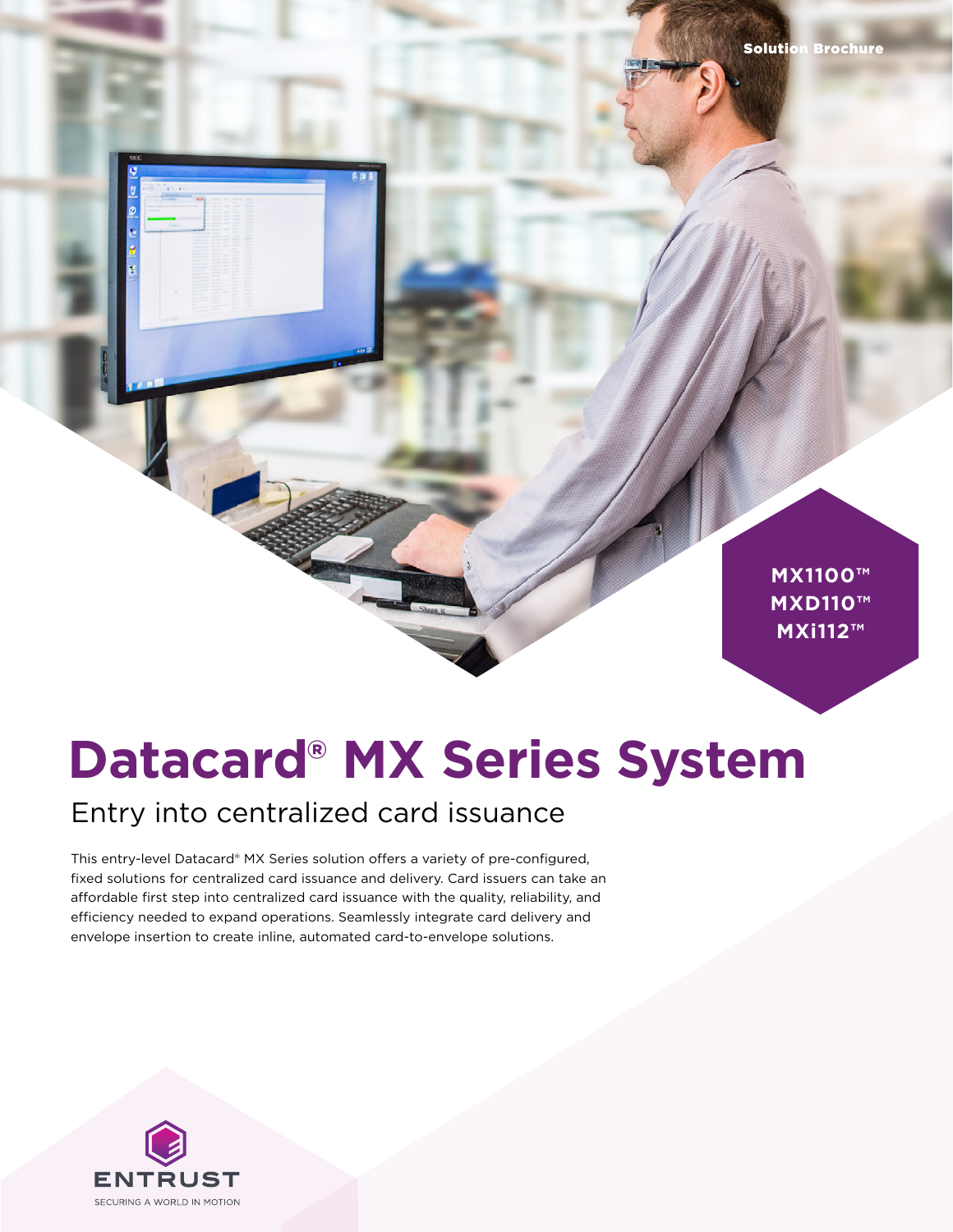Solution Brochure

MX1100™
MXD110™
MXi112™

# Datacard® MX Series System

## Entry into centralized card issuance

This entry-level Datacard® MX Series solution offers a variety of pre-configured, fixed solutions for centralized card issuance and delivery. Card issuers can take an affordable first step into centralized card issuance with the quality, reliability, and efficiency needed to expand operations. Seamlessly integrate card delivery and envelope insertion to create inline, automated card-to-envelope solutions.

ENTRUST
SECURING A WORLD IN MOTION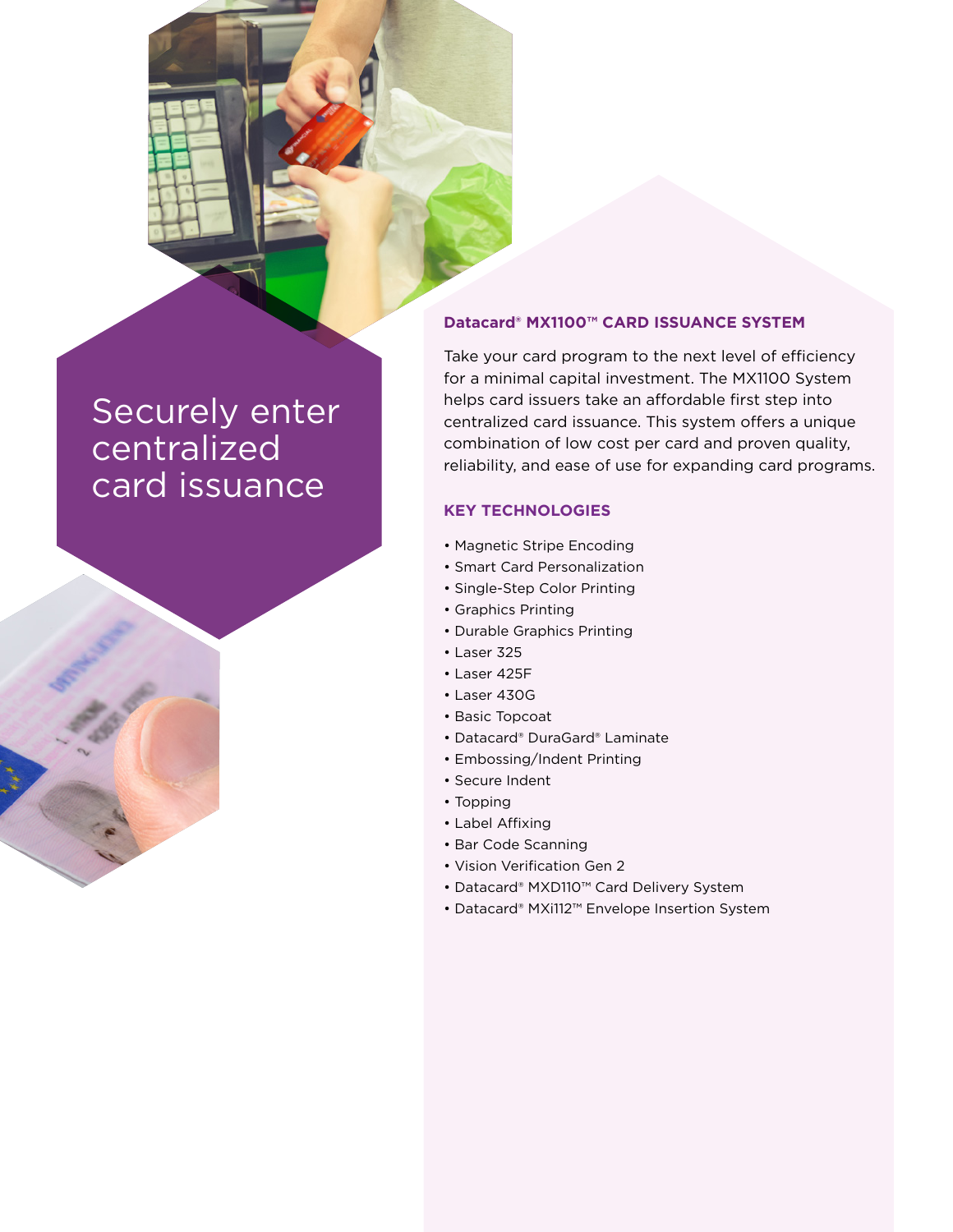# Securely enter centralized card issuance

## Datacard® MX1100™ CARD ISSUANCE SYSTEM

Take your card program to the next level of efficiency for a minimal capital investment. The MX1100 System helps card issuers take an affordable first step into centralized card issuance. This system offers a unique combination of low cost per card and proven quality, reliability, and ease of use for expanding card programs.

## KEY TECHNOLOGIES

- Magnetic Stripe Encoding
- Smart Card Personalization
- Single-Step Color Printing
- Graphics Printing
- Durable Graphics Printing
- Laser 325
- Laser 425F
- Laser 430G
- Basic Topcoat
- Datacard® DuraGard® Laminate
- Embossing/Indent Printing
- Secure Indent
- Topping
- Label Affixing
- Bar Code Scanning
- Vision Verification Gen 2
- Datacard® MXD110™ Card Delivery System
- Datacard® MXi112™ Envelope Insertion System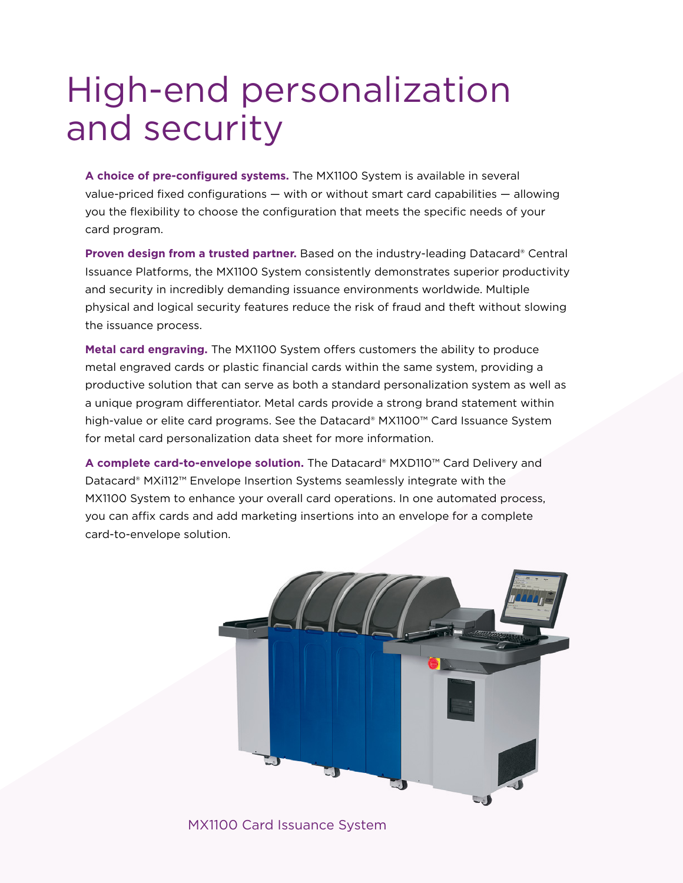# High-end personalization and security

**A choice of pre-configured systems.** The MX1100 System is available in several value-priced fixed configurations — with or without smart card capabilities — allowing you the flexibility to choose the configuration that meets the specific needs of your card program.

**Proven design from a trusted partner.** Based on the industry-leading Datacard® Central Issuance Platforms, the MX1100 System consistently demonstrates superior productivity and security in incredibly demanding issuance environments worldwide. Multiple physical and logical security features reduce the risk of fraud and theft without slowing the issuance process.

**Metal card engraving.** The MX1100 System offers customers the ability to produce metal engraved cards or plastic financial cards within the same system, providing a productive solution that can serve as both a standard personalization system as well as a unique program differentiator. Metal cards provide a strong brand statement within high-value or elite card programs. See the Datacard® MX1100™ Card Issuance System for metal card personalization data sheet for more information.

**A complete card-to-envelope solution.** The Datacard® MXD110™ Card Delivery and Datacard® MXi112™ Envelope Insertion Systems seamlessly integrate with the MX1100 System to enhance your overall card operations. In one automated process, you can affix cards and add marketing insertions into an envelope for a complete card-to-envelope solution.

MX1100 Card Issuance System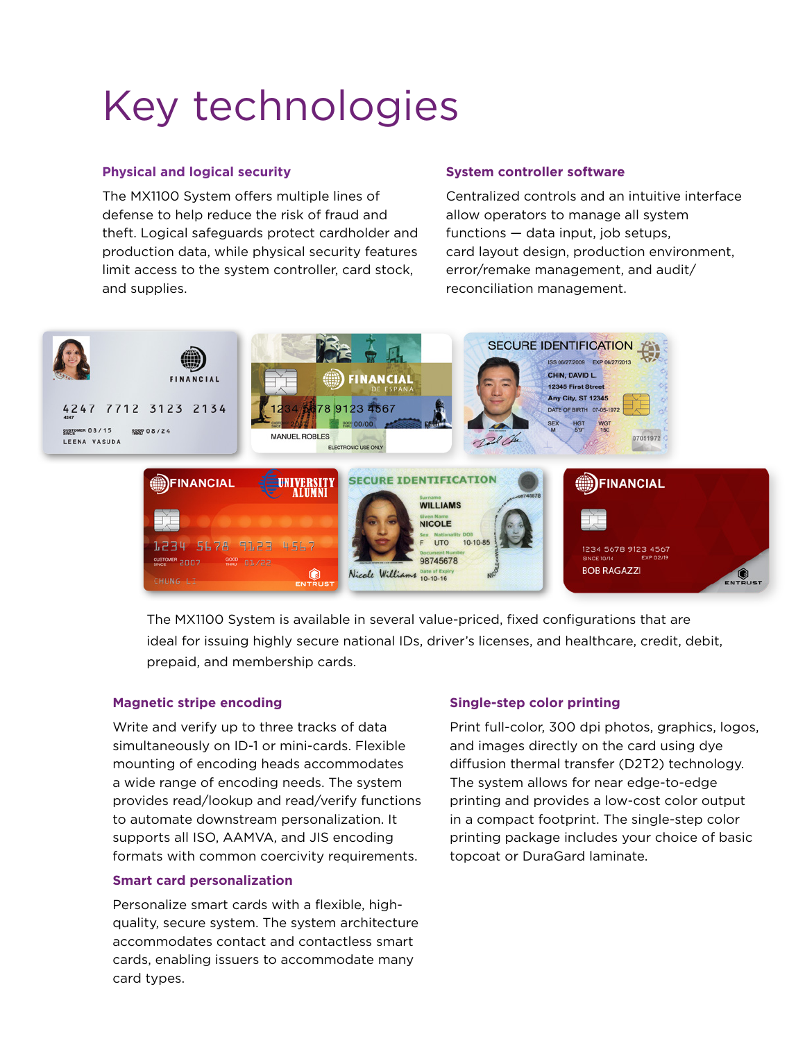# Key technologies

## Physical and logical security

The MX1100 System offers multiple lines of defense to help reduce the risk of fraud and theft. Logical safeguards protect cardholder and production data, while physical security features limit access to the system controller, card stock, and supplies.

## System controller software

Centralized controls and an intuitive interface allow operators to manage all system functions — data input, job setups, card layout design, production environment, error/remake management, and audit/reconciliation management.

The MX1100 System is available in several value-priced, fixed configurations that are ideal for issuing highly secure national IDs, driver's licenses, and healthcare, credit, debit, prepaid, and membership cards.

## Magnetic stripe encoding

Write and verify up to three tracks of data simultaneously on ID-1 or mini-cards. Flexible mounting of encoding heads accommodates a wide range of encoding needs. The system provides read/lookup and read/verify functions to automate downstream personalization. It supports all ISO, AAMVA, and JIS encoding formats with common coercivity requirements.

## Smart card personalization

Personalize smart cards with a flexible, high-quality, secure system. The system architecture accommodates contact and contactless smart cards, enabling issuers to accommodate many card types.

## Single-step color printing

Print full-color, 300 dpi photos, graphics, logos, and images directly on the card using dye diffusion thermal transfer (D2T2) technology. The system allows for near edge-to-edge printing and provides a low-cost color output in a compact footprint. The single-step color printing package includes your choice of basic topcoat or DuraGard laminate.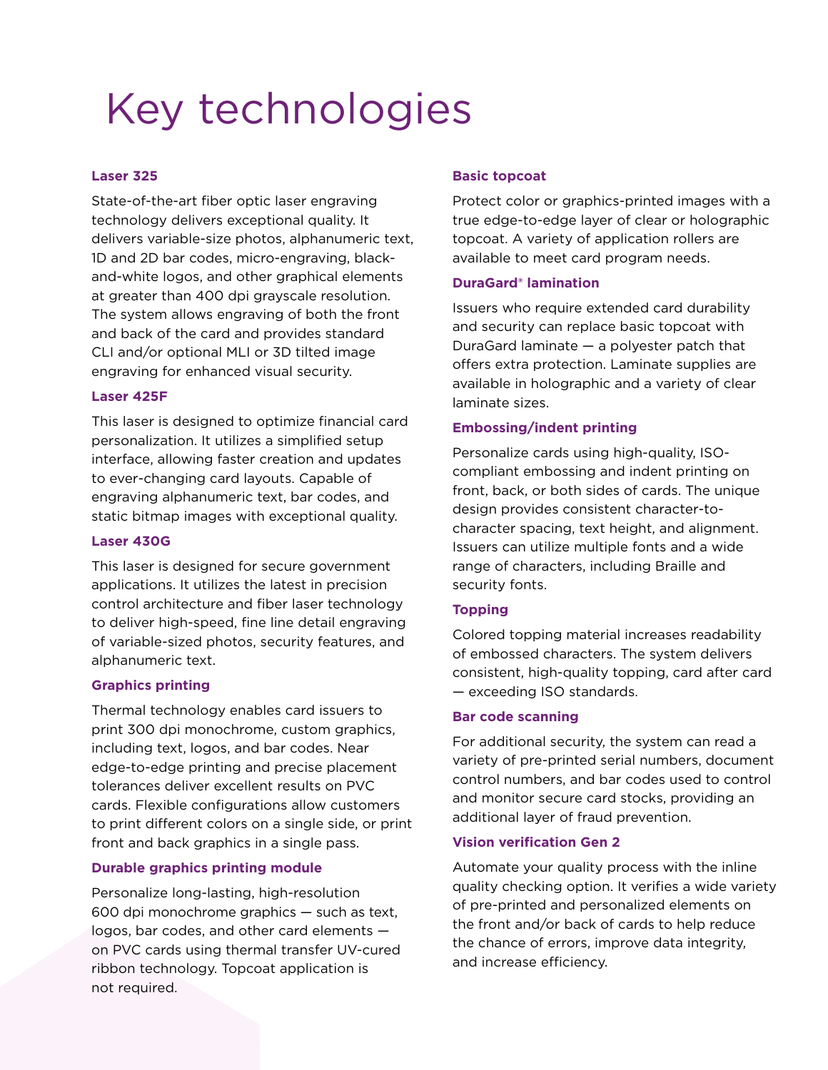# Key technologies

### Laser 325

State-of-the-art fiber optic laser engraving technology delivers exceptional quality. It delivers variable-size photos, alphanumeric text, 1D and 2D bar codes, micro-engraving, black-and-white logos, and other graphical elements at greater than 400 dpi grayscale resolution. The system allows engraving of both the front and back of the card and provides standard CLI and/or optional MLI or 3D tilted image engraving for enhanced visual security.

### Laser 425F

This laser is designed to optimize financial card personalization. It utilizes a simplified setup interface, allowing faster creation and updates to ever-changing card layouts. Capable of engraving alphanumeric text, bar codes, and static bitmap images with exceptional quality.

### Laser 430G

This laser is designed for secure government applications. It utilizes the latest in precision control architecture and fiber laser technology to deliver high-speed, fine line detail engraving of variable-sized photos, security features, and alphanumeric text.

### Graphics printing

Thermal technology enables card issuers to print 300 dpi monochrome, custom graphics, including text, logos, and bar codes. Near edge-to-edge printing and precise placement tolerances deliver excellent results on PVC cards. Flexible configurations allow customers to print different colors on a single side, or print front and back graphics in a single pass.

### Durable graphics printing module

Personalize long-lasting, high-resolution 600 dpi monochrome graphics — such as text, logos, bar codes, and other card elements — on PVC cards using thermal transfer UV-cured ribbon technology. Topcoat application is not required.

### Basic topcoat

Protect color or graphics-printed images with a true edge-to-edge layer of clear or holographic topcoat. A variety of application rollers are available to meet card program needs.

### DuraGard® lamination

Issuers who require extended card durability and security can replace basic topcoat with DuraGard laminate — a polyester patch that offers extra protection. Laminate supplies are available in holographic and a variety of clear laminate sizes.

### Embossing/indent printing

Personalize cards using high-quality, ISO-compliant embossing and indent printing on front, back, or both sides of cards. The unique design provides consistent character-to-character spacing, text height, and alignment. Issuers can utilize multiple fonts and a wide range of characters, including Braille and security fonts.

### Topping

Colored topping material increases readability of embossed characters. The system delivers consistent, high-quality topping, card after card — exceeding ISO standards.

### Bar code scanning

For additional security, the system can read a variety of pre-printed serial numbers, document control numbers, and bar codes used to control and monitor secure card stocks, providing an additional layer of fraud prevention.

### Vision verification Gen 2

Automate your quality process with the inline quality checking option. It verifies a wide variety of pre-printed and personalized elements on the front and/or back of cards to help reduce the chance of errors, improve data integrity, and increase efficiency.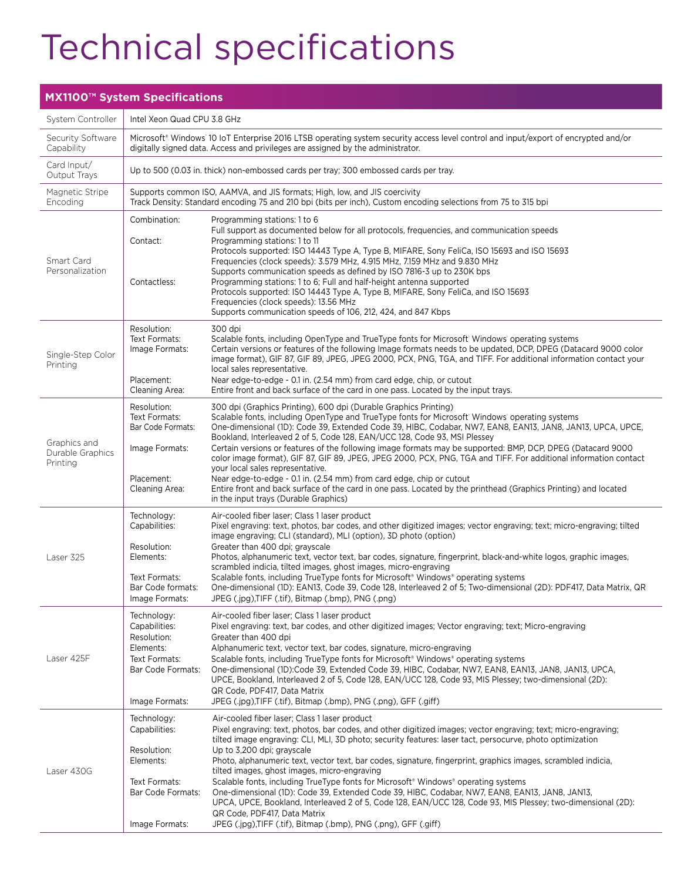# Technical specifications

| MX1100™ System Specifications | | |
|---|---|---|
| System Controller | Intel Xeon Quad CPU 3.8 GHz | |
| Security Software Capability | Microsoft® Windows® 10 IoT Enterprise 2016 LTSB operating system security access level control and input/export of encrypted and/or digitally signed data. Access and privileges are assigned by the administrator. | |
| Card Input/ Output Trays | Up to 500 (0.03 in. thick) non-embossed cards per tray; 300 embossed cards per tray. | |
| Magnetic Stripe Encoding | Supports common ISO, AAMVA, and JIS formats; High, low, and JIS coercivity<br>Track Density: Standard encoding 75 and 210 bpi (bits per inch), Custom encoding selections from 75 to 315 bpi | |
| Smart Card Personalization | Combination: | Programming stations: 1 to 6<br>Full support as documented below for all protocols, frequencies, and communication speeds |
| | Contact: | Programming stations: 1 to 11<br>Protocols supported: ISO 14443 Type A, Type B, MIFARE, Sony FeliCa, ISO 15693 and ISO 15693<br>Frequencies (clock speeds): 3.579 MHz, 4.915 MHz, 7.159 MHz and 9.830 MHz<br>Supports communication speeds as defined by ISO 7816-3 up to 230K bps |
| | Contactless: | Programming stations: 1 to 6; Full and half-height antenna supported<br>Protocols supported: ISO 14443 Type A, Type B, MIFARE, Sony FeliCa, and ISO 15693<br>Frequencies (clock speeds): 13.56 MHz<br>Supports communication speeds of 106, 212, 424, and 847 Kbps |
| Single-Step Color Printing | Resolution: | 300 dpi |
| | Text Formats: | Scalable fonts, including OpenType and TrueType fonts for Microsoft® Windows® operating systems |
| | Image Formats: | Certain versions or features of the following Image formats needs to be updated, DCP, DPEG (Datacard 9000 color image format), GIF 87, GIF 89, JPEG, JPEG 2000, PCX, PNG, TGA, and TIFF. For additional information contact your local sales representative. |
| | Placement: | Near edge-to-edge - 0.1 in. (2.54 mm) from card edge, chip, or cutout |
| | Cleaning Area: | Entire front and back surface of the card in one pass. Located by the input trays. |
| Graphics and Durable Graphics Printing | Resolution: | 300 dpi (Graphics Printing), 600 dpi (Durable Graphics Printing) |
| | Text Formats: | Scalable fonts, including OpenType and TrueType fonts for Microsoft® Windows® operating systems |
| | Bar Code Formats: | One-dimensional (1D): Code 39, Extended Code 39, HIBC, Codabar, NW7, EAN8, EAN13, JAN8, JAN13, UPCA, UPCE, Bookland, Interleaved 2 of 5, Code 128, EAN/UCC 128, Code 93, MSI Plessey |
| | Image Formats: | Certain versions or features of the following image formats may be supported: BMP, DCP, DPEG (Datacard 9000 color image format), GIF 87, GIF 89, JPEG, JPEG 2000, PCX, PNG, TGA and TIFF. For additional information contact your local sales representative. |
| | Placement: | Near edge-to-edge - 0.1 in. (2.54 mm) from card edge, chip or cutout |
| | Cleaning Area: | Entire front and back surface of the card in one pass. Located by the printhead (Graphics Printing) and located in the input trays (Durable Graphics) |
| Laser 325 | Technology: | Air-cooled fiber laser; Class 1 laser product |
| | Capabilities: | Pixel engraving: text, photos, bar codes, and other digitized images; vector engraving; text; micro-engraving; tilted image engraving; CLI (standard), MLI (option), 3D photo (option) |
| | Resolution: | Greater than 400 dpi; grayscale |
| | Elements: | Photos, alphanumeric text, vector text, bar codes, signature, fingerprint, black-and-white logos, graphic images, scrambled indicia, tilted images, ghost images, micro-engraving |
| | Text Formats: | Scalable fonts, including TrueType fonts for Microsoft® Windows® operating systems |
| | Bar Code formats: | One-dimensional (1D): EAN13, Code 39, Code 128, Interleaved 2 of 5; Two-dimensional (2D): PDF417, Data Matrix, QR |
| | Image Formats: | JPEG (.jpg),TIFF (.tif), Bitmap (.bmp), PNG (.png) |
| Laser 425F | Technology: | Air-cooled fiber laser; Class 1 laser product |
| | Capabilities: | Pixel engraving: text, bar codes, and other digitized images; Vector engraving; text; Micro-engraving |
| | Resolution: | Greater than 400 dpi |
| | Elements: | Alphanumeric text, vector text, bar codes, signature, micro-engraving |
| | Text Formats: | Scalable fonts, including TrueType fonts for Microsoft® Windows® operating systems |
| | Bar Code Formats: | One-dimensional (1D):Code 39, Extended Code 39, HIBC, Codabar, NW7, EAN8, EAN13, JAN8, JAN13, UPCA, UPCE, Bookland, Interleaved 2 of 5, Code 128, EAN/UCC 128, Code 93, MIS Plessey; two-dimensional (2D): QR Code, PDF417, Data Matrix |
| | Image Formats: | JPEG (.jpg),TIFF (.tif), Bitmap (.bmp), PNG (.png), GFF (.giff) |
| Laser 430G | Technology: | Air-cooled fiber laser; Class 1 laser product |
| | Capabilities: | Pixel engraving: text, photos, bar codes, and other digitized images; vector engraving; text; micro-engraving; tilted image engraving: CLI, MLI, 3D photo; security features: laser tact, persocurve, photo optimization |
| | Resolution: | Up to 3,200 dpi; grayscale |
| | Elements: | Photo, alphanumeric text, vector text, bar codes, signature, fingerprint, graphics images, scrambled indicia, tilted images, ghost images, micro-engraving |
| | Text Formats: | Scalable fonts, including TrueType fonts for Microsoft® Windows® operating systems |
| | Bar Code Formats: | One-dimensional (1D): Code 39, Extended Code 39, HIBC, Codabar, NW7, EAN8, EAN13, JAN8, JAN13, UPCA, UPCE, Bookland, Interleaved 2 of 5, Code 128, EAN/UCC 128, Code 93, MIS Plessey; two-dimensional (2D): QR Code, PDF417, Data Matrix |
| | Image Formats: | JPEG (.jpg),TIFF (.tif), Bitmap (.bmp), PNG (.png), GFF (.giff) |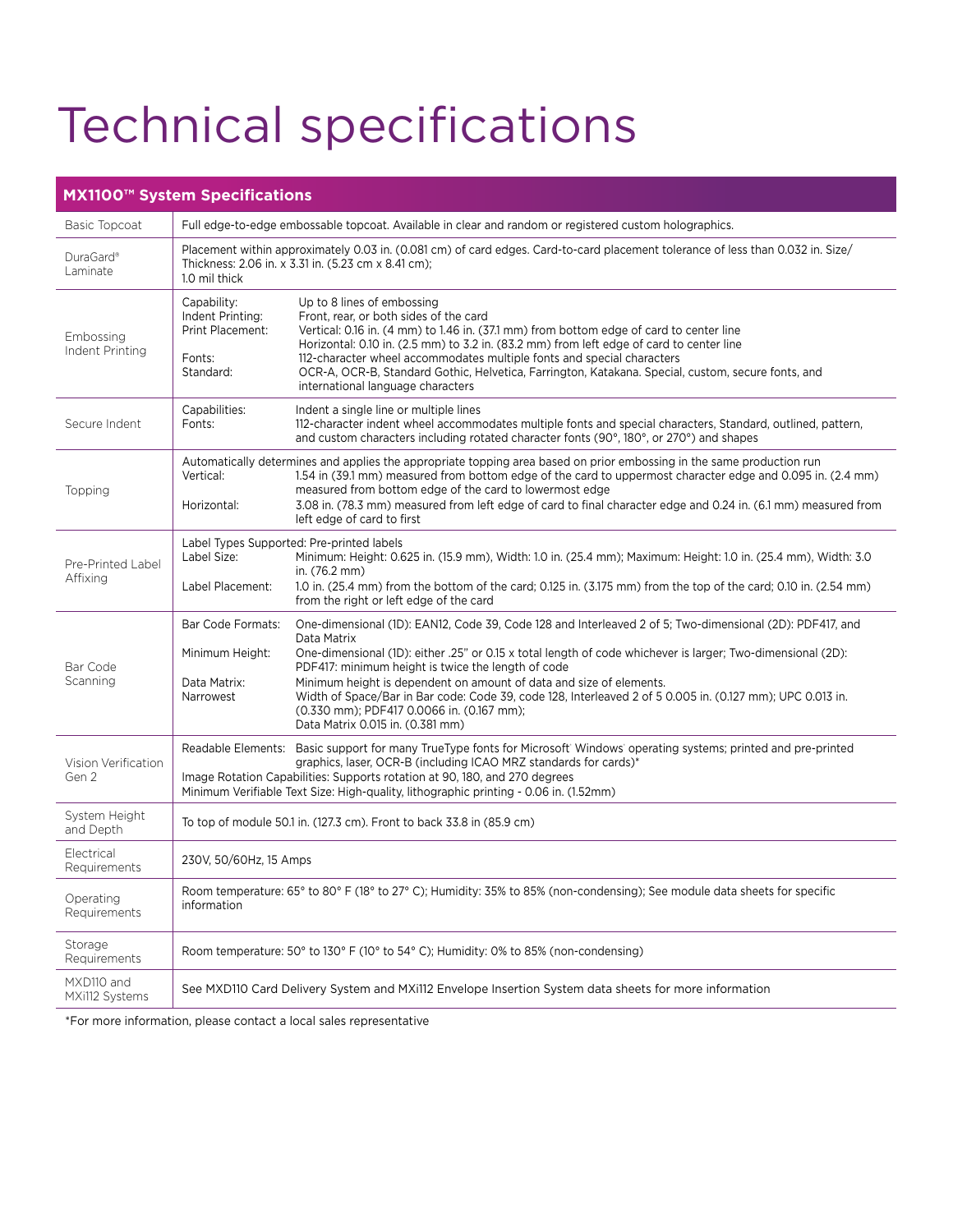# Technical specifications

| MX1100™ System Specifications | |
|---|---|
| Basic Topcoat | Full edge-to-edge embossable topcoat. Available in clear and random or registered custom holographics. |
| DuraGard® Laminate | Placement within approximately 0.03 in. (0.081 cm) of card edges. Card-to-card placement tolerance of less than 0.032 in. Size/ Thickness: 2.06 in. x 3.31 in. (5.23 cm x 8.41 cm); 1.0 mil thick |
| Embossing Indent Printing | Capability: Up to 8 lines of embossing<br>Indent Printing: Front, rear, or both sides of the card<br>Print Placement: Vertical: 0.16 in. (4 mm) to 1.46 in. (37.1 mm) from bottom edge of card to center line<br>Horizontal: 0.10 in. (2.5 mm) to 3.2 in. (83.2 mm) from left edge of card to center line<br>Fonts: 112-character wheel accommodates multiple fonts and special characters<br>Standard: OCR-A, OCR-B, Standard Gothic, Helvetica, Farrington, Katakana. Special, custom, secure fonts, and international language characters |
| Secure Indent | Capabilities: Indent a single line or multiple lines<br>Fonts: 112-character indent wheel accommodates multiple fonts and special characters, Standard, outlined, pattern, and custom characters including rotated character fonts (90°, 180°, or 270°) and shapes |
| Topping | Automatically determines and applies the appropriate topping area based on prior embossing in the same production run<br>Vertical: 1.54 in (39.1 mm) measured from bottom edge of the card to uppermost character edge and 0.095 in. (2.4 mm) measured from bottom edge of the card to lowermost edge<br>Horizontal: 3.08 in. (78.3 mm) measured from left edge of card to final character edge and 0.24 in. (6.1 mm) measured from left edge of card to first |
| Pre-Printed Label Affixing | Label Types Supported: Pre-printed labels<br>Label Size: Minimum: Height: 0.625 in. (15.9 mm), Width: 1.0 in. (25.4 mm); Maximum: Height: 1.0 in. (25.4 mm), Width: 3.0 in. (76.2 mm)<br>Label Placement: 1.0 in. (25.4 mm) from the bottom of the card; 0.125 in. (3.175 mm) from the top of the card; 0.10 in. (2.54 mm) from the right or left edge of the card |
| Bar Code Scanning | Bar Code Formats: One-dimensional (1D): EAN12, Code 39, Code 128 and Interleaved 2 of 5; Two-dimensional (2D): PDF417, and Data Matrix<br>Minimum Height: One-dimensional (1D): either .25" or 0.15 x total length of code whichever is larger; Two-dimensional (2D): PDF417: minimum height is twice the length of code<br>Data Matrix: Minimum height is dependent on amount of data and size of elements.<br>Narrowest: Width of Space/Bar in Bar code: Code 39, code 128, Interleaved 2 of 5 0.005 in. (0.127 mm); UPC 0.013 in. (0.330 mm); PDF417 0.0066 in. (0.167 mm); Data Matrix 0.015 in. (0.381 mm) |
| Vision Verification Gen 2 | Readable Elements: Basic support for many TrueType fonts for Microsoft Windows operating systems; printed and pre-printed graphics, laser, OCR-B (including ICAO MRZ standards for cards)*<br>Image Rotation Capabilities: Supports rotation at 90, 180, and 270 degrees<br>Minimum Verifiable Text Size: High-quality, lithographic printing - 0.06 in. (1.52mm) |
| System Height and Depth | To top of module 50.1 in. (127.3 cm). Front to back 33.8 in (85.9 cm) |
| Electrical Requirements | 230V, 50/60Hz, 15 Amps |
| Operating Requirements | Room temperature: 65° to 80° F (18° to 27° C); Humidity: 35% to 85% (non-condensing); See module data sheets for specific information |
| Storage Requirements | Room temperature: 50° to 130° F (10° to 54° C); Humidity: 0% to 85% (non-condensing) |
| MXD110 and MXi112 Systems | See MXD110 Card Delivery System and MXi112 Envelope Insertion System data sheets for more information |

*For more information, please contact a local sales representative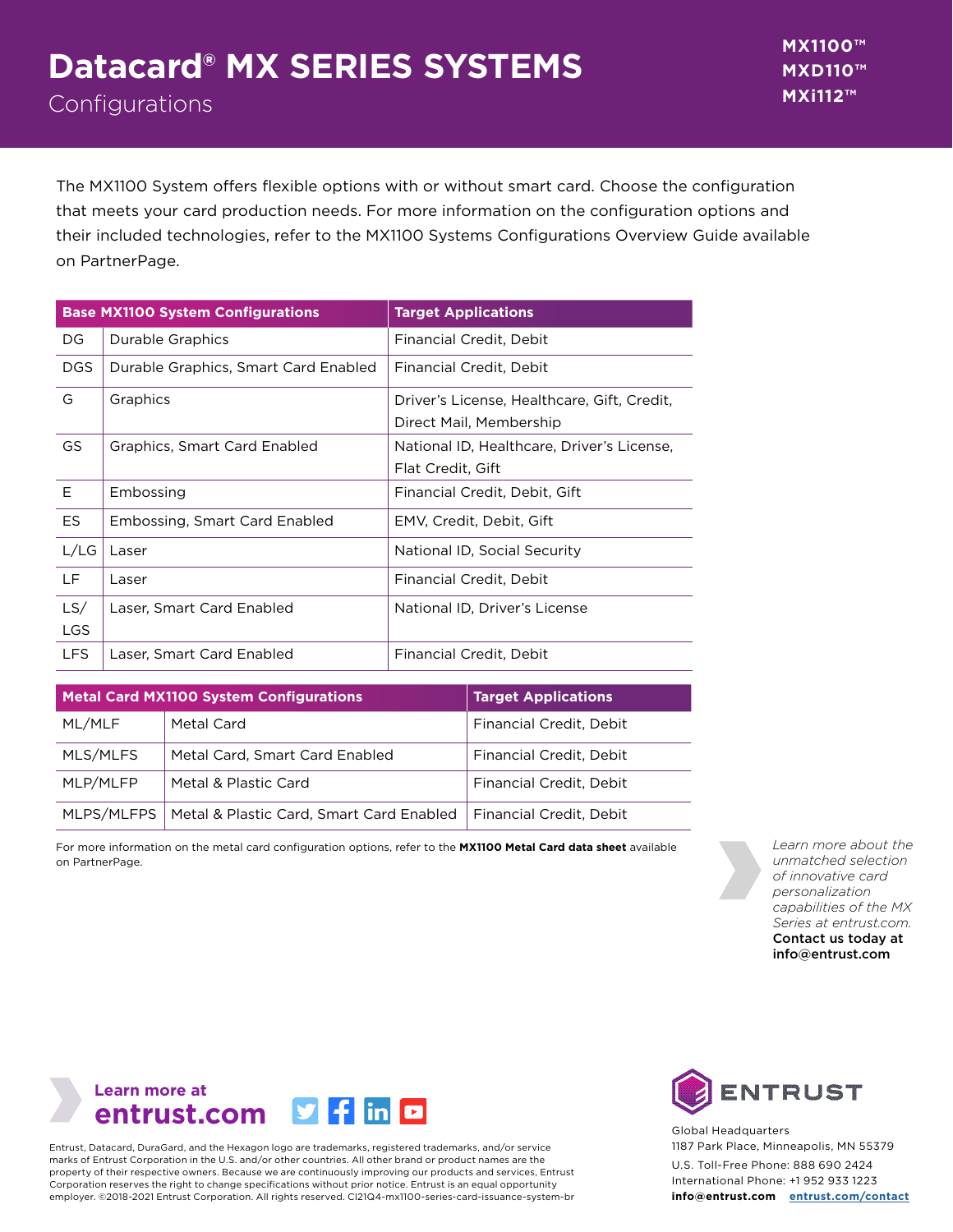# Datacard® MX SERIES SYSTEMS

Configurations

MX1100™
MXD110™
MXi112™

The MX1100 System offers flexible options with or without smart card. Choose the configuration that meets your card production needs. For more information on the configuration options and their included technologies, refer to the MX1100 Systems Configurations Overview Guide available on PartnerPage.

| Base MX1100 System Configurations | | Target Applications |
|---|---|---|
| DG | Durable Graphics | Financial Credit, Debit |
| DGS | Durable Graphics, Smart Card Enabled | Financial Credit, Debit |
| G | Graphics | Driver's License, Healthcare, Gift, Credit, Direct Mail, Membership |
| GS | Graphics, Smart Card Enabled | National ID, Healthcare, Driver's License, Flat Credit, Gift |
| E | Embossing | Financial Credit, Debit, Gift |
| ES | Embossing, Smart Card Enabled | EMV, Credit, Debit, Gift |
| L/LG | Laser | National ID, Social Security |
| LF | Laser | Financial Credit, Debit |
| LS/ LGS | Laser, Smart Card Enabled | National ID, Driver's License |
| LFS | Laser, Smart Card Enabled | Financial Credit, Debit |

| Metal Card MX1100 System Configurations | | Target Applications |
|---|---|---|
| ML/MLF | Metal Card | Financial Credit, Debit |
| MLS/MLFS | Metal Card, Smart Card Enabled | Financial Credit, Debit |
| MLP/MLFP | Metal & Plastic Card | Financial Credit, Debit |
| MLPS/MLFPS | Metal & Plastic Card, Smart Card Enabled | Financial Credit, Debit |

For more information on the metal card configuration options, refer to the **MX1100 Metal Card data sheet** available on PartnerPage.

*Learn more about the unmatched selection of innovative card personalization capabilities of the MX Series at entrust.com.*
**Contact us today at info@entrust.com**

**Learn more at**
**entrust.com**

Entrust, Datacard, DuraGard, and the Hexagon logo are trademarks, registered trademarks, and/or service marks of Entrust Corporation in the U.S. and/or other countries. All other brand or product names are the property of their respective owners. Because we are continuously improving our products and services, Entrust Corporation reserves the right to change specifications without prior notice. Entrust is an equal opportunity employer. ©2018-2021 Entrust Corporation. All rights reserved. CI21Q4-mx1100-series-card-issuance-system-br

ENTRUST

Global Headquarters
1187 Park Place, Minneapolis, MN 55379
U.S. Toll-Free Phone: 888 690 2424
International Phone: +1 952 933 1223
**info@entrust.com** entrust.com/contact